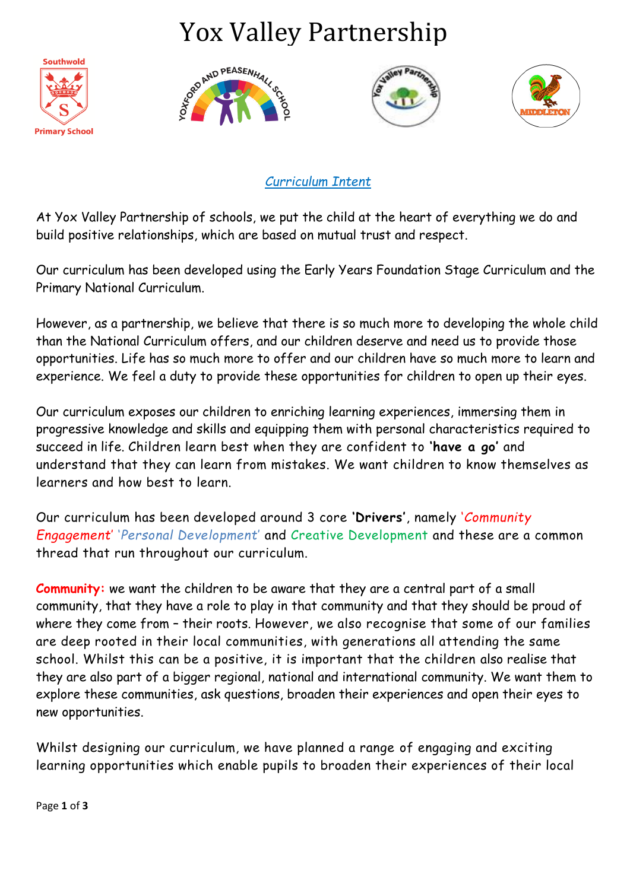# Yox Valley Partnership

## *Curriculum Intent*

At Yox Valley Partnership of schools, we put the child at the heart of everything we do and build positive relationships, which are based on mutual trust and respect.

Our curriculum has been developed using the Early Years Foundation Stage Curriculum and the Primary National Curriculum.

However, as a partnership, we believe that there is so much more to developing the whole child than the National Curriculum offers, and our children deserve and need us to provide those opportunities. Life has so much more to offer and our children have so much more to learn and experience. We feel a duty to provide these opportunities for children to open up their eyes.

Our curriculum exposes our children to enriching learning experiences, immersing them in progressive knowledge and skills and equipping them with personal characteristics required to succeed in life. Children learn best when they are confident to **'have a go'** and understand that they can learn from mistakes. We want children to know themselves as learners and how best to learn.

Our curriculum has been developed around 3 core **'Drivers'**, namely *'Community Engagement'* *'Personal Development'* and Creative Development and these are a common thread that run throughout our curriculum.

**Community:** we want the children to be aware that they are a central part of a small community, that they have a role to play in that community and that they should be proud of where they come from – their roots. However, we also recognise that some of our families are deep rooted in their local communities, with generations all attending the same school. Whilst this can be a positive, it is important that the children also realise that they are also part of a bigger regional, national and international community. We want them to explore these communities, ask questions, broaden their experiences and open their eyes to new opportunities.

Whilst designing our curriculum, we have planned a range of engaging and exciting learning opportunities which enable pupils to broaden their experiences of their local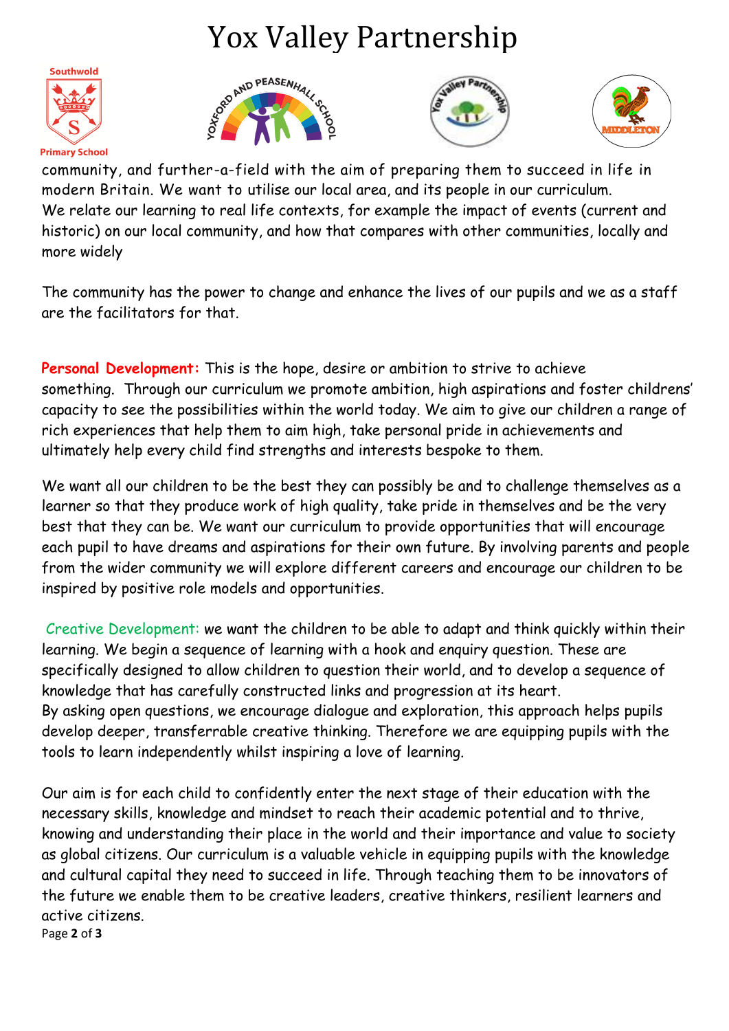community, and further-a-field with the aim of preparing them to succeed in life in modern Britain. We want to utilise our local area, and its people in our curriculum. We relate our learning to real life contexts, for example the impact of events (current and historic) on our local community, and how that compares with other communities, locally and more widely

The community has the power to change and enhance the lives of our pupils and we as a staff are the facilitators for that.

**Personal Development:** This is the hope, desire or ambition to strive to achieve something. Through our curriculum we promote ambition, high aspirations and foster childrens' capacity to see the possibilities within the world today. We aim to give our children a range of rich experiences that help them to aim high, take personal pride in achievements and ultimately help every child find strengths and interests bespoke to them.

We want all our children to be the best they can possibly be and to challenge themselves as a learner so that they produce work of high quality, take pride in themselves and be the very best that they can be. We want our curriculum to provide opportunities that will encourage each pupil to have dreams and aspirations for their own future. By involving parents and people from the wider community we will explore different careers and encourage our children to be inspired by positive role models and opportunities.

Creative Development: we want the children to be able to adapt and think quickly within their learning. We begin a sequence of learning with a hook and enquiry question. These are specifically designed to allow children to question their world, and to develop a sequence of knowledge that has carefully constructed links and progression at its heart.
By asking open questions, we encourage dialogue and exploration, this approach helps pupils develop deeper, transferrable creative thinking. Therefore we are equipping pupils with the tools to learn independently whilst inspiring a love of learning.

Our aim is for each child to confidently enter the next stage of their education with the necessary skills, knowledge and mindset to reach their academic potential and to thrive, knowing and understanding their place in the world and their importance and value to society as global citizens. Our curriculum is a valuable vehicle in equipping pupils with the knowledge and cultural capital they need to succeed in life. Through teaching them to be innovators of the future we enable them to be creative leaders, creative thinkers, resilient learners and active citizens.